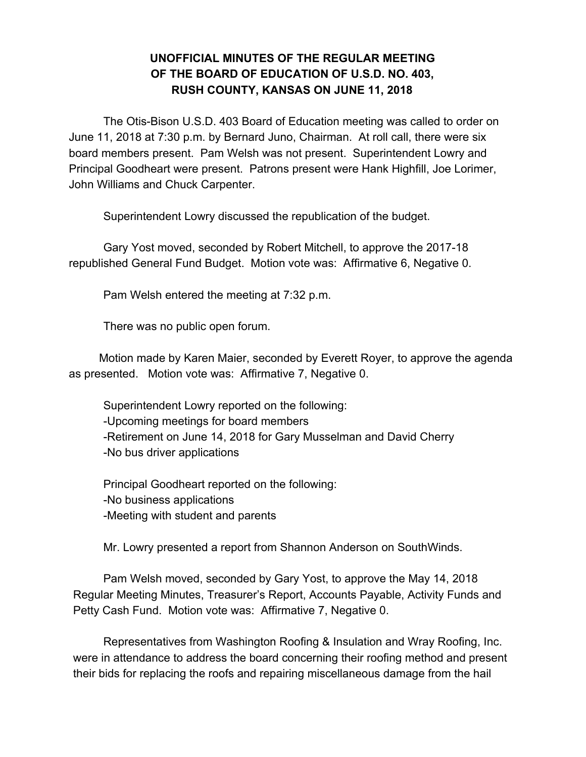# UNOFFICIAL MINUTES OF THE REGULAR MEETING OF THE BOARD OF EDUCATION OF U.S.D. NO. 403, RUSH COUNTY, KANSAS ON JUNE 11, 2018

The Otis-Bison U.S.D. 403 Board of Education meeting was called to order on June 11, 2018 at 7:30 p.m. by Bernard Juno, Chairman. At roll call, there were six board members present. Pam Welsh was not present. Superintendent Lowry and Principal Goodheart were present. Patrons present were Hank Highfill, Joe Lorimer, John Williams and Chuck Carpenter.

Superintendent Lowry discussed the republication of the budget.

Gary Yost moved, seconded by Robert Mitchell, to approve the 2017-18 republished General Fund Budget. Motion vote was: Affirmative 6, Negative 0.

Pam Welsh entered the meeting at 7:32 p.m.

There was no public open forum.

Motion made by Karen Maier, seconded by Everett Royer, to approve the agenda as presented. Motion vote was: Affirmative 7, Negative 0.

Superintendent Lowry reported on the following:
-Upcoming meetings for board members
-Retirement on June 14, 2018 for Gary Musselman and David Cherry
-No bus driver applications

Principal Goodheart reported on the following:
-No business applications
-Meeting with student and parents

Mr. Lowry presented a report from Shannon Anderson on SouthWinds.

Pam Welsh moved, seconded by Gary Yost, to approve the May 14, 2018 Regular Meeting Minutes, Treasurer's Report, Accounts Payable, Activity Funds and Petty Cash Fund. Motion vote was: Affirmative 7, Negative 0.

Representatives from Washington Roofing & Insulation and Wray Roofing, Inc. were in attendance to address the board concerning their roofing method and present their bids for replacing the roofs and repairing miscellaneous damage from the hail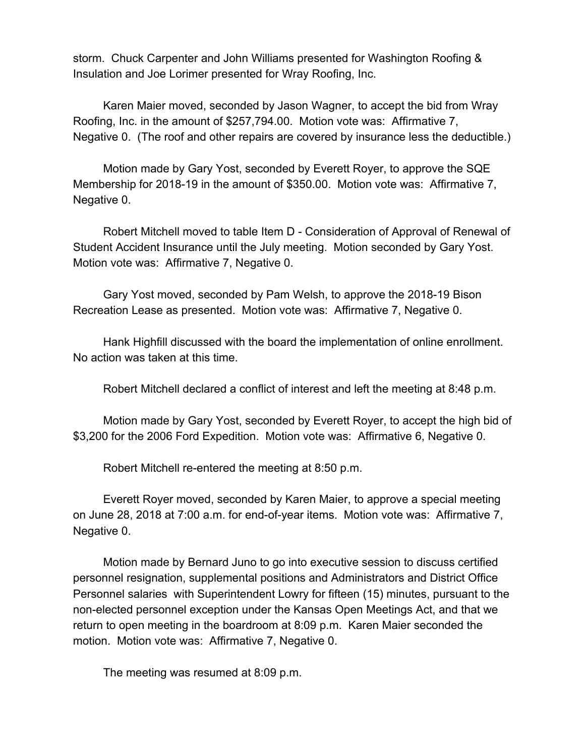storm. Chuck Carpenter and John Williams presented for Washington Roofing & Insulation and Joe Lorimer presented for Wray Roofing, Inc.

Karen Maier moved, seconded by Jason Wagner, to accept the bid from Wray Roofing, Inc. in the amount of $257,794.00. Motion vote was: Affirmative 7, Negative 0. (The roof and other repairs are covered by insurance less the deductible.)

Motion made by Gary Yost, seconded by Everett Royer, to approve the SQE Membership for 2018-19 in the amount of $350.00. Motion vote was: Affirmative 7, Negative 0.

Robert Mitchell moved to table Item D - Consideration of Approval of Renewal of Student Accident Insurance until the July meeting. Motion seconded by Gary Yost. Motion vote was: Affirmative 7, Negative 0.

Gary Yost moved, seconded by Pam Welsh, to approve the 2018-19 Bison Recreation Lease as presented. Motion vote was: Affirmative 7, Negative 0.

Hank Highfill discussed with the board the implementation of online enrollment. No action was taken at this time.

Robert Mitchell declared a conflict of interest and left the meeting at 8:48 p.m.

Motion made by Gary Yost, seconded by Everett Royer, to accept the high bid of $3,200 for the 2006 Ford Expedition. Motion vote was: Affirmative 6, Negative 0.

Robert Mitchell re-entered the meeting at 8:50 p.m.

Everett Royer moved, seconded by Karen Maier, to approve a special meeting on June 28, 2018 at 7:00 a.m. for end-of-year items. Motion vote was: Affirmative 7, Negative 0.

Motion made by Bernard Juno to go into executive session to discuss certified personnel resignation, supplemental positions and Administrators and District Office Personnel salaries with Superintendent Lowry for fifteen (15) minutes, pursuant to the non-elected personnel exception under the Kansas Open Meetings Act, and that we return to open meeting in the boardroom at 8:09 p.m. Karen Maier seconded the motion. Motion vote was: Affirmative 7, Negative 0.

The meeting was resumed at 8:09 p.m.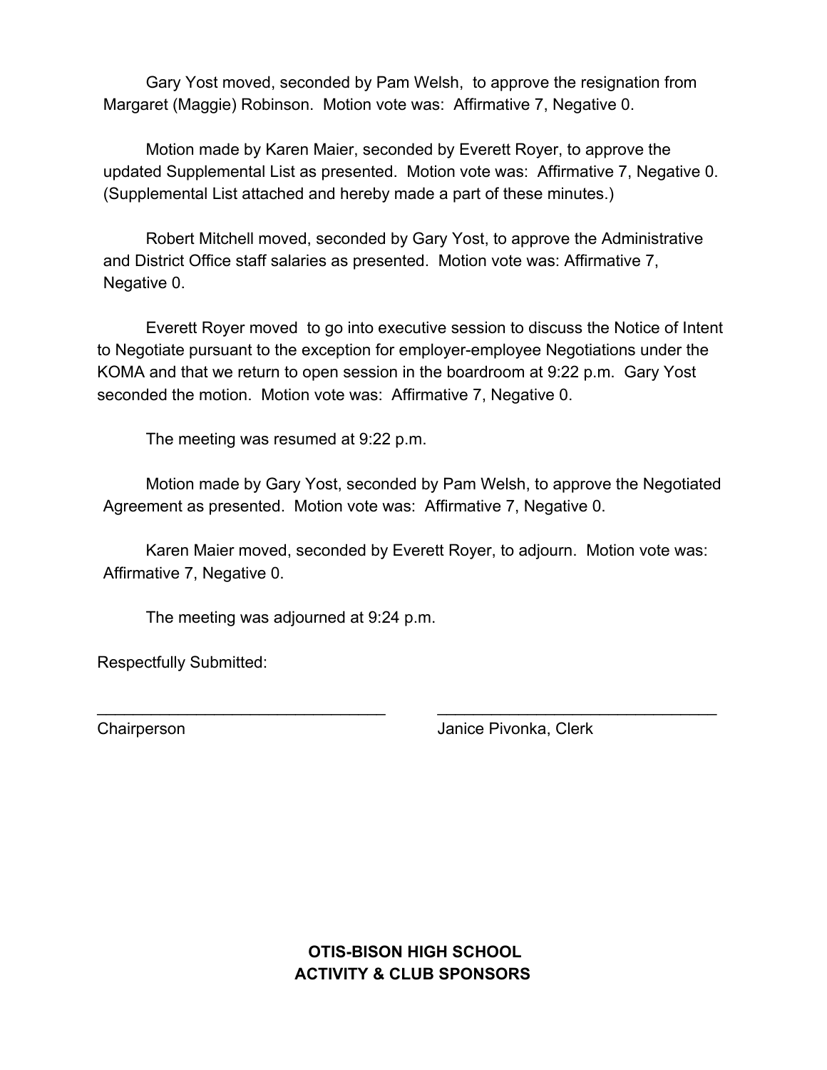Gary Yost moved, seconded by Pam Welsh, to approve the resignation from Margaret (Maggie) Robinson. Motion vote was: Affirmative 7, Negative 0.

Motion made by Karen Maier, seconded by Everett Royer, to approve the updated Supplemental List as presented. Motion vote was: Affirmative 7, Negative 0. (Supplemental List attached and hereby made a part of these minutes.)

Robert Mitchell moved, seconded by Gary Yost, to approve the Administrative and District Office staff salaries as presented. Motion vote was: Affirmative 7, Negative 0.

Everett Royer moved to go into executive session to discuss the Notice of Intent to Negotiate pursuant to the exception for employer-employee Negotiations under the KOMA and that we return to open session in the boardroom at 9:22 p.m. Gary Yost seconded the motion. Motion vote was: Affirmative 7, Negative 0.

The meeting was resumed at 9:22 p.m.

Motion made by Gary Yost, seconded by Pam Welsh, to approve the Negotiated Agreement as presented. Motion vote was: Affirmative 7, Negative 0.

Karen Maier moved, seconded by Everett Royer, to adjourn. Motion vote was: Affirmative 7, Negative 0.

The meeting was adjourned at 9:24 p.m.

Respectfully Submitted:

_________________________________ _________________________________

Chairperson Janice Pivonka, Clerk

**OTIS-BISON HIGH SCHOOL**
**ACTIVITY & CLUB SPONSORS**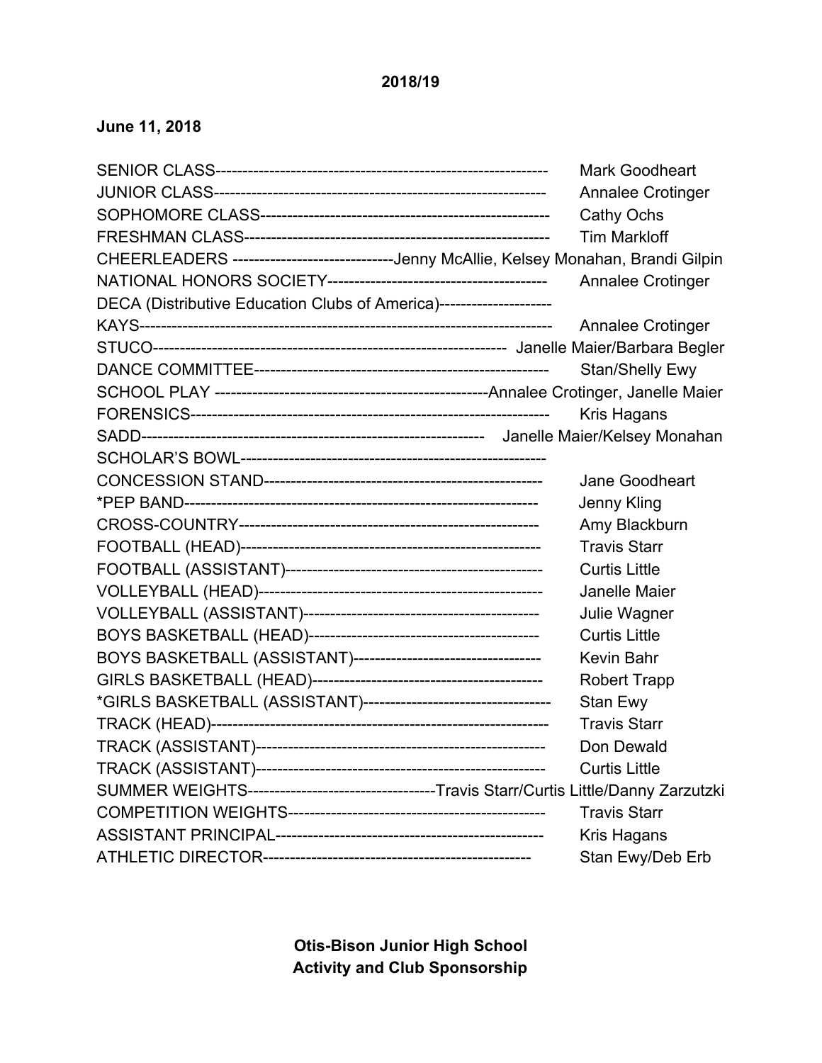**2018/19**

**June 11, 2018**

SENIOR CLASS------------------------------------------------------------- Mark Goodheart
JUNIOR CLASS------------------------------------------------------------- Annalee Crotinger
SOPHOMORE CLASS------------------------------------------------------ Cathy Ochs
FRESHMAN CLASS-------------------------------------------------------- Tim Markloff
CHEERLEADERS ------------------------------Jenny McAllie, Kelsey Monahan, Brandi Gilpin
NATIONAL HONORS SOCIETY----------------------------------------- Annalee Crotinger
DECA (Distributive Education Clubs of America)---------------------
KAYS--------------------------------------------------------------------------- Annalee Crotinger
STUCO---------------------------------------------------------------- Janelle Maier/Barbara Begler
DANCE COMMITTEE------------------------------------------------------ Stan/Shelly Ewy
SCHOOL PLAY -------------------------------------------------Annalee Crotinger, Janelle Maier
FORENSICS------------------------------------------------------------------ Kris Hagans
SADD------------------------------------------------------------- Janelle Maier/Kelsey Monahan
SCHOLAR'S BOWL--------------------------------------------------------
CONCESSION STAND--------------------------------------------------- Jane Goodheart
*PEP BAND------------------------------------------------------------------ Jenny Kling
CROSS-COUNTRY------------------------------------------------------- Amy Blackburn
FOOTBALL (HEAD)------------------------------------------------------- Travis Starr
FOOTBALL (ASSISTANT)----------------------------------------------- Curtis Little
VOLLEYBALL (HEAD)---------------------------------------------------- Janelle Maier
VOLLEYBALL (ASSISTANT)-------------------------------------------- Julie Wagner
BOYS BASKETBALL (HEAD)------------------------------------------ Curtis Little
BOYS BASKETBALL (ASSISTANT)---------------------------------- Kevin Bahr
GIRLS BASKETBALL (HEAD)------------------------------------------ Robert Trapp
*GIRLS BASKETBALL (ASSISTANT)---------------------------------- Stan Ewy
TRACK (HEAD)-------------------------------------------------------------- Travis Starr
TRACK (ASSISTANT)------------------------------------------------------ Don Dewald
TRACK (ASSISTANT)------------------------------------------------------ Curtis Little
SUMMER WEIGHTS----------------------------------Travis Starr/Curtis Little/Danny Zarzutzki
COMPETITION WEIGHTS----------------------------------------------- Travis Starr
ASSISTANT PRINCIPAL------------------------------------------------- Kris Hagans
ATHLETIC DIRECTOR------------------------------------------------- Stan Ewy/Deb Erb

**Otis-Bison Junior High School**
**Activity and Club Sponsorship**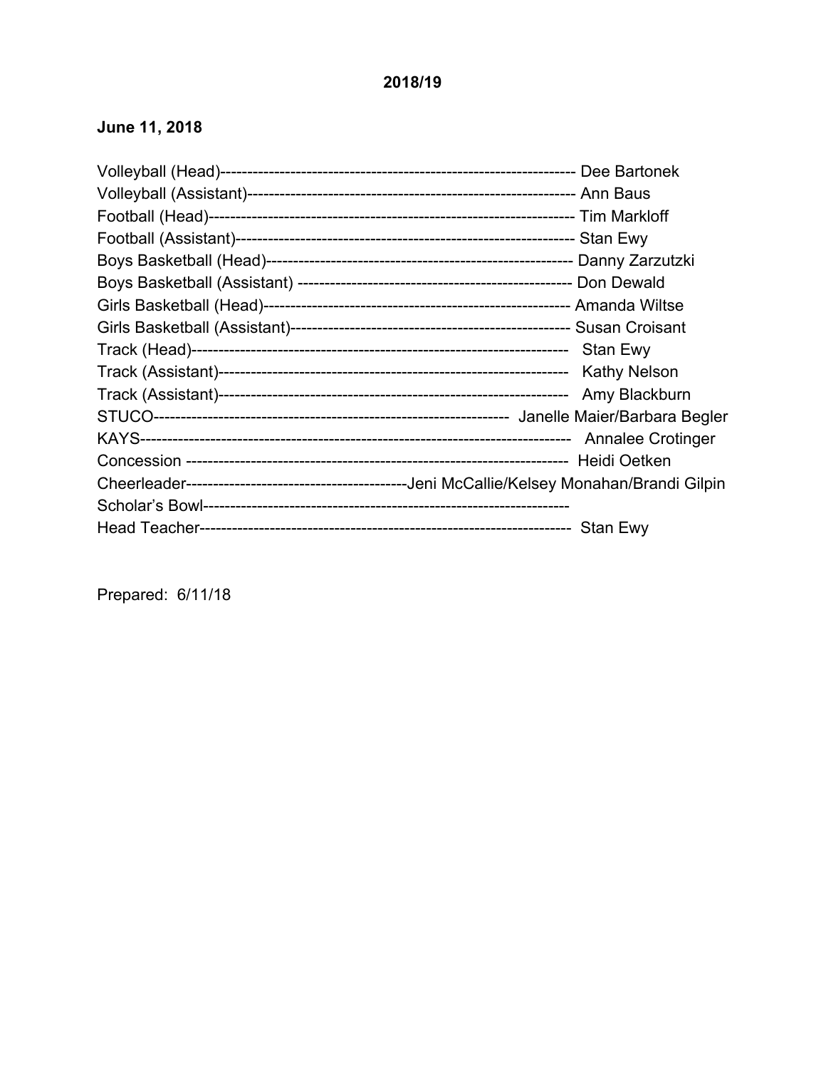**2018/19**

**June 11, 2018**

Volleyball (Head)------------------------------------------------------------------ Dee Bartonek
Volleyball (Assistant)------------------------------------------------------------- Ann Baus
Football (Head)-------------------------------------------------------------------- Tim Markloff
Football (Assistant)--------------------------------------------------------------- Stan Ewy
Boys Basketball (Head)--------------------------------------------------------- Danny Zarzutzki
Boys Basketball (Assistant) --------------------------------------------------- Don Dewald
Girls Basketball (Head)--------------------------------------------------------- Amanda Wiltse
Girls Basketball (Assistant)---------------------------------------------------- Susan Croisant
Track (Head)----------------------------------------------------------------------- Stan Ewy
Track (Assistant)------------------------------------------------------------------ Kathy Nelson
Track (Assistant)------------------------------------------------------------------ Amy Blackburn
STUCO------------------------------------------------------------------ Janelle Maier/Barbara Begler
KAYS-------------------------------------------------------------------------------- Annalee Crotinger
Concession ------------------------------------------------------------------------ Heidi Oetken
Cheerleader-----------------------------------------Jeni McCallie/Kelsey Monahan/Brandi Gilpin
Scholar's Bowl-----------------------------------------------------------------
Head Teacher---------------------------------------------------------------------- Stan Ewy

Prepared: 6/11/18